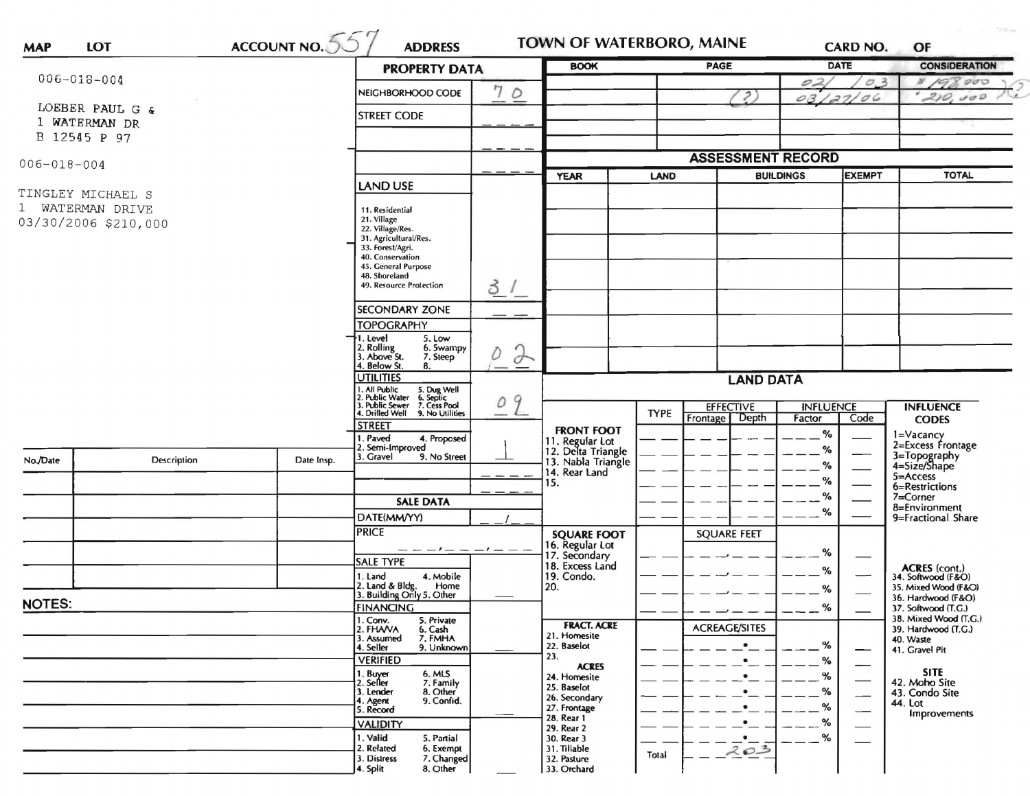**MAP** **LOT** **ACCOUNT NO.** 557 **ADDRESS** **TOWN OF WATERBORO, MAINE** **CARD NO.** **OF**

006-018-004

LOEBER PAUL G &
1 WATERMAN DR
B 12545 P 97

006-018-004

TINGLEY MICHAEL S
1 WATERMAN DRIVE
03/30/2006 $210,000

| PROPERTY DATA | |
|---|---|
| NEIGHBORHOOD CODE | 70 |
| STREET CODE | |
| LAND USE | |
| 11. Residential, 21. Village, 22. Village/Res., 31. Agricultural/Res., 33. Forest/Agri., 40. Conservation, 45. General Purpose, 48. Shoreland, 49. Resource Protection | 31 |
| SECONDARY ZONE | |
| TOPOGRAPHY: 1. Level, 2. Rolling, 3. Above St., 4. Below St., 5. Low, 6. Swampy, 7. Steep, 8. | 02 |
| UTILITIES: 1. All Public, 2. Public Water, 3. Public Sewer, 4. Drilled Well, 5. Dug Well, 6. Septic, 7. Cess Pool, 9. No Utilities | 09 |
| STREET: 1. Paved, 2. Semi-Improved, 3. Gravel, 4. Proposed, 9. No Street | 1 |

| BOOK | PAGE | DATE | CONSIDERATION |
|---|---|---|---|
| | | 02/03 | $193,000 |
| | (2) | 03/27/06 | 210,000 |

## ASSESSMENT RECORD

| YEAR | LAND | BUILDINGS | EXEMPT | TOTAL |
|---|---|---|---|---|
| | | | | |

| No./Date | Description | Date Insp. |
|---|---|---|
| | | |

**NOTES:**

| SALE DATA | |
|---|---|
| DATE(MM/YY) | |
| PRICE | |
| SALE TYPE: 1. Land, 2. Land & Bldg., 3. Building Only, 4. Mobile Home, 5. Other | |
| FINANCING: 1. Conv., 2. FHA/VA, 3. Assumed, 4. Seller, 5. Private, 6. Cash, 7. FMHA, 9. Unknown | |
| VERIFIED: 1. Buyer, 2. Seller, 3. Lender, 4. Agent, 5. Record, 6. MLS, 7. Family, 8. Other, 9. Confid. | |
| VALIDITY: 1. Valid, 2. Related, 3. Distress, 4. Split, 5. Partial, 6. Exempt, 7. Changed, 8. Other | |

## LAND DATA

| | TYPE | EFFECTIVE Frontage | EFFECTIVE Depth | INFLUENCE Factor | INFLUENCE Code |
|---|---|---|---|---|---|
| FRONT FOOT: 11. Regular Lot, 12. Delta Triangle, 13. Nabla Triangle, 14. Rear Land, 15. | | | | % | |
| SQUARE FOOT: 16. Regular Lot, 17. Secondary, 18. Excess Land, 19. Condo., 20. | | SQUARE FEET | | % | |
| FRACT. ACRE: 21. Homesite, 22. Baselot, 23. ACRES: 24. Homesite, 25. Baselot, 26. Secondary, 27. Frontage, 28. Rear 1, 29. Rear 2, 30. Rear 3, 31. Tillable, 32. Pasture, 33. Orchard | | ACREAGE/SITES | | % | |
| Total | | 2.03 | | | |

**INFLUENCE CODES**
1=Vacancy
2=Excess Frontage
3=Topography
4=Size/Shape
5=Access
6=Restrictions
7=Corner
8=Environment
9=Fractional Share

**ACRES (cont.)**
34. Softwood (F&O)
35. Mixed Wood (F&O)
36. Hardwood (F&O)
37. Softwood (T.G.)
38. Mixed Wood (T.G.)
39. Hardwood (T.G.)
40. Waste
41. Gravel Pit

**SITE**
42. Moho Site
43. Condo Site
44. Lot
Improvements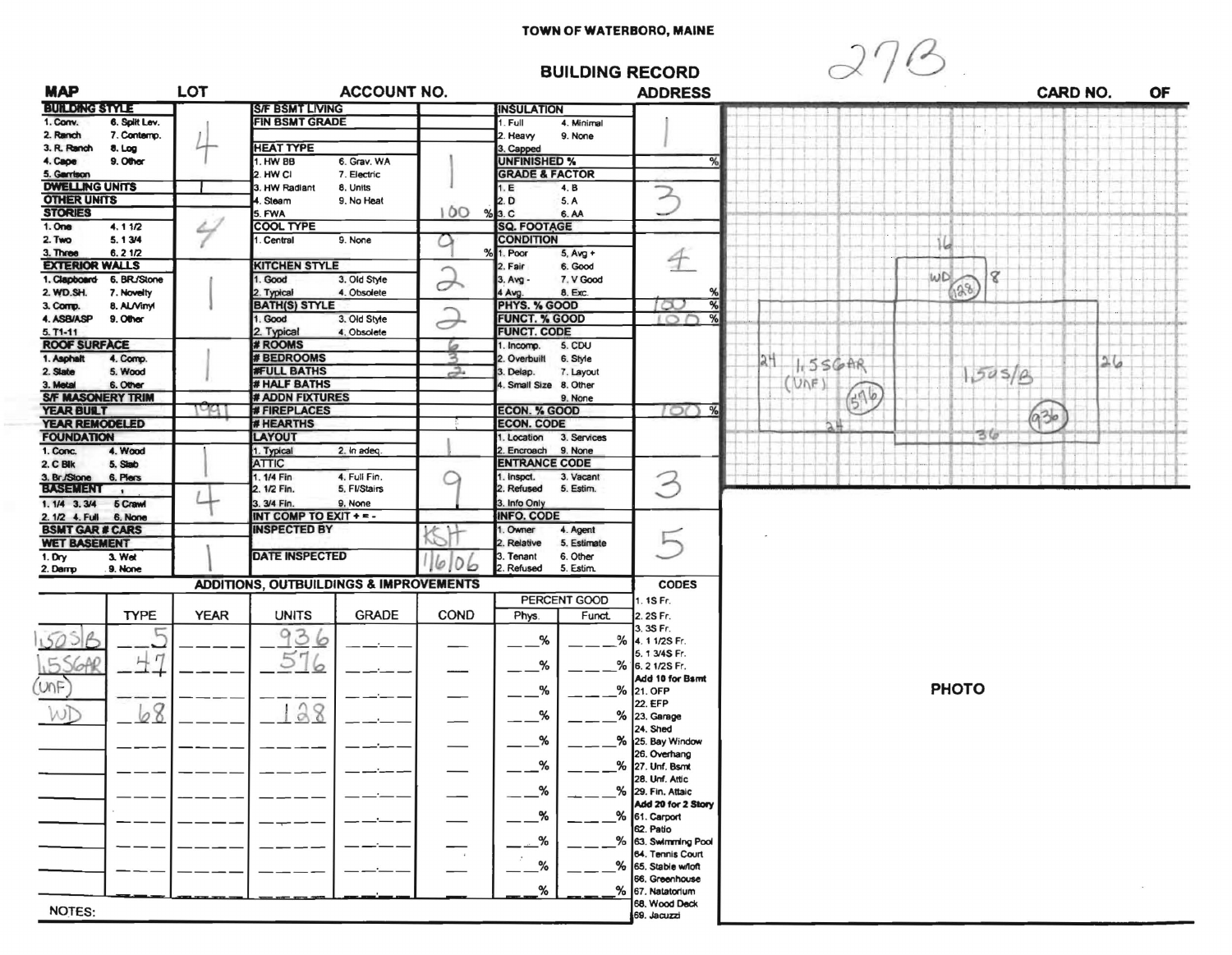**TOWN OF WATERBORO, MAINE**

27B

## BUILDING RECORD

| MAP | LOT | ACCOUNT NO. | ADDRESS | CARD NO. | OF |
|---|---|---|---|---|---|
| | | | | | |

| Field | Value | Field | Value | Field | Value |
|---|---|---|---|---|---|
| **BUILDING STYLE** (1. Conv. 2. Ranch 3. R. Ranch 4. Cape 5. Garrison 6. Split Lev. 7. Contemp. 8. Log 9. Other) | 4 | **S/F BSMT LIVING** | | **INSULATION** (1. Full 2. Heavy 3. Capped 4. Minimal 9. None) | 1 |
| **DWELLING UNITS** | 1 | **FIN BSMT GRADE** | | **UNFINISHED %** | % |
| **OTHER UNITS** | | **HEAT TYPE** (1. HW BB 2. HW CI 3. HW Radiant 4. Steam 5. FWA 6. Grav. WA 7. Electric 8. Units 9. No Heat) | 1 (100 %) | **GRADE & FACTOR** (1. E 2. D 3. C 4. B 5. A 6. AA) | 3 |
| **STORIES** (1. One 2. Two 3. Three 4. 1 1/2 5. 1 3/4 6. 2 1/2) | 4 | **COOL TYPE** (1. Central 9. None) | 9 (%) | **SQ. FOOTAGE** | |
| **EXTERIOR WALLS** (1. Clapboard 2. WD.SH. 3. Comp. 4. ASB/ASP 5. T1-11 6. BR./Stone 7. Novelty 8. AL/Vinyl 9. Other) | 1 | **KITCHEN STYLE** (1. Good 2. Typical 3. Old Style 4. Obsolete) | 2 | **CONDITION** (1. Poor 2. Fair 3. Avg - 4. Avg. 5. Avg + 6. Good 7. V Good 8. Exc.) | 4 |
| **ROOF SURFACE** (1. Asphalt 2. Slate 3. Metal 4. Comp. 5. Wood 6. Other) | 1 | **BATH(S) STYLE** (1. Good 2. Typical 3. Old Style 4. Obsolete) | 2 | **PHYS. % GOOD** | 100 % |
| **S/F MASONERY TRIM** | | **# ROOMS** | 6 | **FUNCT. % GOOD** | 100 % |
| **YEAR BUILT** | 1991 | **# BEDROOMS** | 3 | **FUNCT. CODE** (1. Incomp. 2. Overbuilt 3. Delap. 4. Small Size 5. CDU 6. Style 7. Layout 8. Other 9. None) | |
| **YEAR REMODELED** | | **#FULL BATHS** | 2 | **ECON. % GOOD** | 100 % |
| **FOUNDATION** (1. Conc. 2. C Blk 3. Br./Stone 4. Wood 5. Slab 6. Piers) | 1 | **# HALF BATHS** | | **ECON. CODE** (1. Location 2. Encroach 3. Services 9. None) | |
| **BASEMENT** (1. 1/4 2. 1/2 3. 3/4 4. Full 5 Crawl 6. None) | 4 | **# ADDN FIXTURES** | | **ENTRANCE CODE** (1. Inspct. 2. Refused 3. Info Only 4. Vacant 5. Estim.) | 3 |
| **BSMT GAR # CARS** | | **# FIREPLACES** | | **INFO. CODE** (1. Owner 2. Relative 3. Tenant 4. Agent 5. Estimate 6. Other) | 5 |
| **WET BASEMENT** (1. Dry 2. Damp 3. Wet 9. None) | 1 | **# HEARTHS** | | | |
| | | **LAYOUT** (1. Typical 2. In adeq.) | 1 | | |
| | | **ATTIC** (1. 1/4 Fin 2. 1/2 Fin. 3. 3/4 Fin. 4. Full Fin. 5. Fl/Stairs 9. None) | 9 | | |
| | | **INT COMP TO EXIT + = -** | | | |
| | | **INSPECTED BY** | KSH | | |
| | | **DATE INSPECTED** | 1/6/06 | | |

Sketch: WD 16 x 8 (128); 1.5SGAR (UNF) 24 x 24 (576); 1.50S/B 36 x 26 (936)

### ADDITIONS, OUTBUILDINGS & IMPROVEMENTS

| | TYPE | YEAR | UNITS | GRADE | COND | PERCENT GOOD Phys. | PERCENT GOOD Funct. |
|---|---|---|---|---|---|---|---|
| 1.50S/B | 5 | | 936 | | | % | % |
| 1.5SGAR | 47 | | 576 | | | % | % |
| (UNF) | | | | | | % | % |
| WD | 68 | | 128 | | | % | % |
| | | | | | | % | % |
| | | | | | | % | % |
| | | | | | | % | % |
| | | | | | | % | % |
| | | | | | | % | % |
| | | | | | | % | % |
| | | | | | | % | % |

**CODES**
1. 1S Fr.
2. 2S Fr.
3. 3S Fr.
4. 1 1/2S Fr.
5. 1 3/4S Fr.
6. 2 1/2S Fr.
Add 10 for Bsmt
21. OFP
22. EFP
23. Garage
24. Shed
25. Bay Window
26. Overhang
27. Unf. Bsmt
28. Unf. Attic
29. Fin. Attaic
Add 20 for 2 Story
61. Carport
62. Patio
63. Swimming Pool
64. Tennis Court
65. Stable w/loft
66. Greenhouse
67. Natatorium
68. Wood Deck
69. Jacuzzi

NOTES:

PHOTO